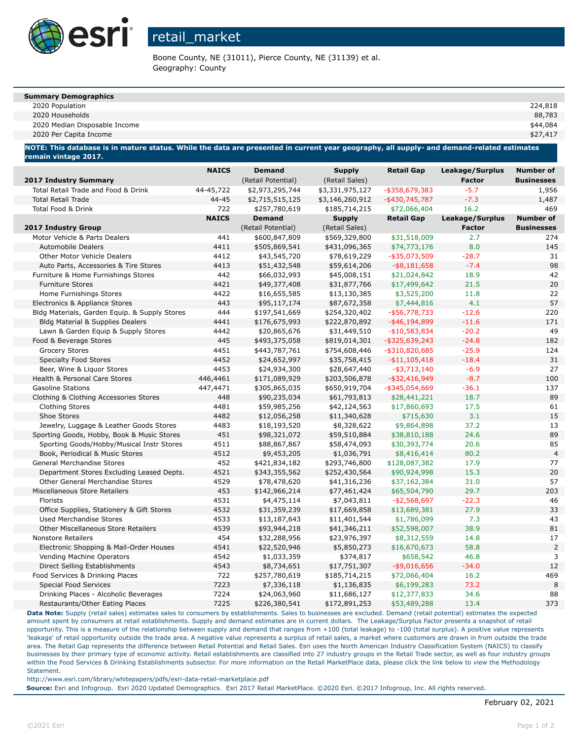# retail_market

Boone County, NE (31011), Pierce County, NE (31139) et al.
Geography: County

| Summary Demographics | |
|---|---|
| 2020 Population | 224,818 |
| 2020 Households | 88,783 |
| 2020 Median Disposable Income | $44,084 |
| 2020 Per Capita Income | $27,417 |

**NOTE: This database is in mature status. While the data are presented in current year geography, all supply- and demand-related estimates remain vintage 2017.**

| 2017 Industry Summary | NAICS | Demand (Retail Potential) | Supply (Retail Sales) | Retail Gap | Leakage/Surplus Factor | Number of Businesses |
|---|---|---|---|---|---|---|
| Total Retail Trade and Food & Drink | 44-45,722 | $2,973,295,744 | $3,331,975,127 | -$358,679,383 | -5.7 | 1,956 |
| Total Retail Trade | 44-45 | $2,715,515,125 | $3,146,260,912 | -$430,745,787 | -7.3 | 1,487 |
| Total Food & Drink | 722 | $257,780,619 | $185,714,215 | $72,066,404 | 16.2 | 469 |

| 2017 Industry Group | NAICS | Demand (Retail Potential) | Supply (Retail Sales) | Retail Gap | Leakage/Surplus Factor | Number of Businesses |
|---|---|---|---|---|---|---|
| Motor Vehicle & Parts Dealers | 441 | $600,847,809 | $569,329,800 | $31,518,009 | 2.7 | 274 |
| Automobile Dealers | 4411 | $505,869,541 | $431,096,365 | $74,773,176 | 8.0 | 145 |
| Other Motor Vehicle Dealers | 4412 | $43,545,720 | $78,619,229 | -$35,073,509 | -28.7 | 31 |
| Auto Parts, Accessories & Tire Stores | 4413 | $51,432,548 | $59,614,206 | -$8,181,658 | -7.4 | 98 |
| Furniture & Home Furnishings Stores | 442 | $66,032,993 | $45,008,151 | $21,024,842 | 18.9 | 42 |
| Furniture Stores | 4421 | $49,377,408 | $31,877,766 | $17,499,642 | 21.5 | 20 |
| Home Furnishings Stores | 4422 | $16,655,585 | $13,130,385 | $3,525,200 | 11.8 | 22 |
| Electronics & Appliance Stores | 443 | $95,117,174 | $87,672,358 | $7,444,816 | 4.1 | 57 |
| Bldg Materials, Garden Equip. & Supply Stores | 444 | $197,541,669 | $254,320,402 | -$56,778,733 | -12.6 | 220 |
| Bldg Material & Supplies Dealers | 4441 | $176,675,993 | $222,870,892 | -$46,194,899 | -11.6 | 171 |
| Lawn & Garden Equip & Supply Stores | 4442 | $20,865,676 | $31,449,510 | -$10,583,834 | -20.2 | 49 |
| Food & Beverage Stores | 445 | $493,375,058 | $819,014,301 | -$325,639,243 | -24.8 | 182 |
| Grocery Stores | 4451 | $443,787,761 | $754,608,446 | -$310,820,685 | -25.9 | 124 |
| Specialty Food Stores | 4452 | $24,652,997 | $35,758,415 | -$11,105,418 | -18.4 | 31 |
| Beer, Wine & Liquor Stores | 4453 | $24,934,300 | $28,647,440 | -$3,713,140 | -6.9 | 27 |
| Health & Personal Care Stores | 446,4461 | $171,089,929 | $203,506,878 | -$32,416,949 | -8.7 | 100 |
| Gasoline Stations | 447,4471 | $305,865,035 | $650,919,704 | -$345,054,669 | -36.1 | 137 |
| Clothing & Clothing Accessories Stores | 448 | $90,235,034 | $61,793,813 | $28,441,221 | 18.7 | 89 |
| Clothing Stores | 4481 | $59,985,256 | $42,124,563 | $17,860,693 | 17.5 | 61 |
| Shoe Stores | 4482 | $12,056,258 | $11,340,628 | $715,630 | 3.1 | 15 |
| Jewelry, Luggage & Leather Goods Stores | 4483 | $18,193,520 | $8,328,622 | $9,864,898 | 37.2 | 13 |
| Sporting Goods, Hobby, Book & Music Stores | 451 | $98,321,072 | $59,510,884 | $38,810,188 | 24.6 | 89 |
| Sporting Goods/Hobby/Musical Instr Stores | 4511 | $88,867,867 | $58,474,093 | $30,393,774 | 20.6 | 85 |
| Book, Periodical & Music Stores | 4512 | $9,453,205 | $1,036,791 | $8,416,414 | 80.2 | 4 |
| General Merchandise Stores | 452 | $421,834,182 | $293,746,800 | $128,087,382 | 17.9 | 77 |
| Department Stores Excluding Leased Depts. | 4521 | $343,355,562 | $252,430,564 | $90,924,998 | 15.3 | 20 |
| Other General Merchandise Stores | 4529 | $78,478,620 | $41,316,236 | $37,162,384 | 31.0 | 57 |
| Miscellaneous Store Retailers | 453 | $142,966,214 | $77,461,424 | $65,504,790 | 29.7 | 203 |
| Florists | 4531 | $4,475,114 | $7,043,811 | -$2,568,697 | -22.3 | 46 |
| Office Supplies, Stationery & Gift Stores | 4532 | $31,359,239 | $17,669,858 | $13,689,381 | 27.9 | 33 |
| Used Merchandise Stores | 4533 | $13,187,643 | $11,401,544 | $1,786,099 | 7.3 | 43 |
| Other Miscellaneous Store Retailers | 4539 | $93,944,218 | $41,346,211 | $52,598,007 | 38.9 | 81 |
| Nonstore Retailers | 454 | $32,288,956 | $23,976,397 | $8,312,559 | 14.8 | 17 |
| Electronic Shopping & Mail-Order Houses | 4541 | $22,520,946 | $5,850,273 | $16,670,673 | 58.8 | 2 |
| Vending Machine Operators | 4542 | $1,033,359 | $374,817 | $658,542 | 46.8 | 3 |
| Direct Selling Establishments | 4543 | $8,734,651 | $17,751,307 | -$9,016,656 | -34.0 | 12 |
| Food Services & Drinking Places | 722 | $257,780,619 | $185,714,215 | $72,066,404 | 16.2 | 469 |
| Special Food Services | 7223 | $7,336,118 | $1,136,835 | $6,199,283 | 73.2 | 8 |
| Drinking Places - Alcoholic Beverages | 7224 | $24,063,960 | $11,686,127 | $12,377,833 | 34.6 | 88 |
| Restaurants/Other Eating Places | 7225 | $226,380,541 | $172,891,253 | $53,489,288 | 13.4 | 373 |

**Data Note:** Supply (retail sales) estimates sales to consumers by establishments. Sales to businesses are excluded. Demand (retail potential) estimates the expected amount spent by consumers at retail establishments. Supply and demand estimates are in current dollars. The Leakage/Surplus Factor presents a snapshot of retail opportunity. This is a measure of the relationship between supply and demand that ranges from +100 (total leakage) to -100 (total surplus). A positive value represents 'leakage' of retail opportunity outside the trade area. A negative value represents a surplus of retail sales, a market where customers are drawn in from outside the trade area. The Retail Gap represents the difference between Retail Potential and Retail Sales. Esri uses the North American Industry Classification System (NAICS) to classify businesses by their primary type of economic activity. Retail establishments are classified into 27 industry groups in the Retail Trade sector, as well as four industry groups within the Food Services & Drinking Establishments subsector. For more information on the Retail MarketPlace data, please click the link below to view the Methodology Statement.

http://www.esri.com/library/whitepapers/pdfs/esri-data-retail-marketplace.pdf

**Source:** Esri and Infogroup. Esri 2020 Updated Demographics. Esri 2017 Retail MarketPlace. ©2020 Esri. ©2017 Infogroup, Inc. All rights reserved.

February 02, 2021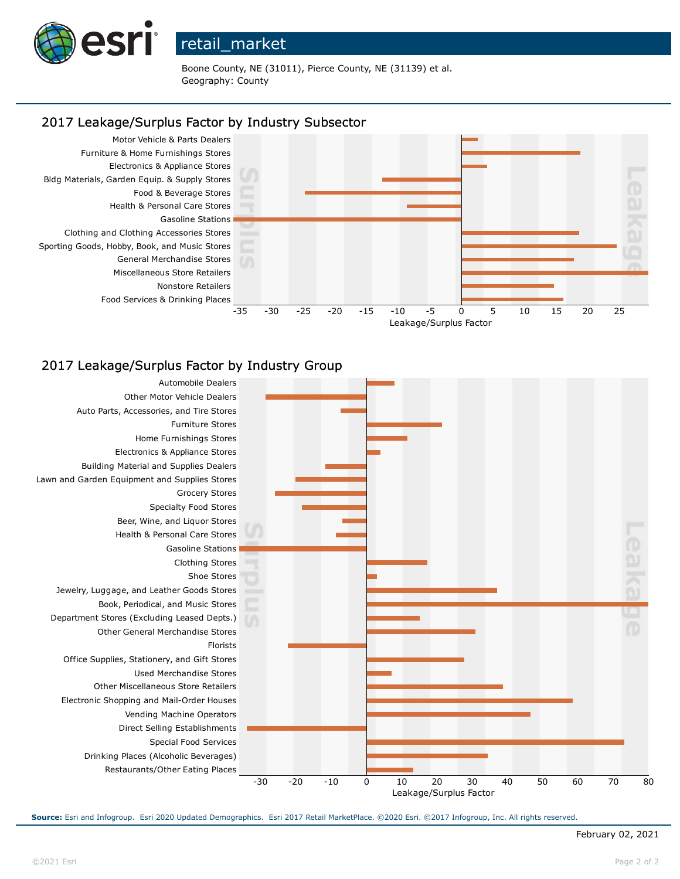# retail_market

Boone County, NE (31011), Pierce County, NE (31139) et al.
Geography: County

## 2017 Leakage/Surplus Factor by Industry Subsector

Motor Vehicle & Parts Dealers
Furniture & Home Furnishings Stores
Electronics & Appliance Stores
Bldg Materials, Garden Equip. & Supply Stores
Food & Beverage Stores
Health & Personal Care Stores
Gasoline Stations
Clothing and Clothing Accessories Stores
Sporting Goods, Hobby, Book, and Music Stores
General Merchandise Stores
Miscellaneous Store Retailers
Nonstore Retailers
Food Services & Drinking Places

Surplus
Leakage

-35 -30 -25 -20 -15 -10 -5 0 5 10 15 20 25

Leakage/Surplus Factor

## 2017 Leakage/Surplus Factor by Industry Group

Automobile Dealers
Other Motor Vehicle Dealers
Auto Parts, Accessories, and Tire Stores
Furniture Stores
Home Furnishings Stores
Electronics & Appliance Stores
Building Material and Supplies Dealers
Lawn and Garden Equipment and Supplies Stores
Grocery Stores
Specialty Food Stores
Beer, Wine, and Liquor Stores
Health & Personal Care Stores
Gasoline Stations
Clothing Stores
Shoe Stores
Jewelry, Luggage, and Leather Goods Stores
Book, Periodical, and Music Stores
Department Stores (Excluding Leased Depts.)
Other General Merchandise Stores
Florists
Office Supplies, Stationery, and Gift Stores
Used Merchandise Stores
Other Miscellaneous Store Retailers
Electronic Shopping and Mail-Order Houses
Vending Machine Operators
Direct Selling Establishments
Special Food Services
Drinking Places (Alcoholic Beverages)
Restaurants/Other Eating Places

Surplus
Leakage

-30 -20 -10 0 10 20 30 40 50 60 70 80

Leakage/Surplus Factor

**Source:** Esri and Infogroup. Esri 2020 Updated Demographics. Esri 2017 Retail MarketPlace. ©2020 Esri. ©2017 Infogroup, Inc. All rights reserved.

February 02, 2021

©2021 Esri